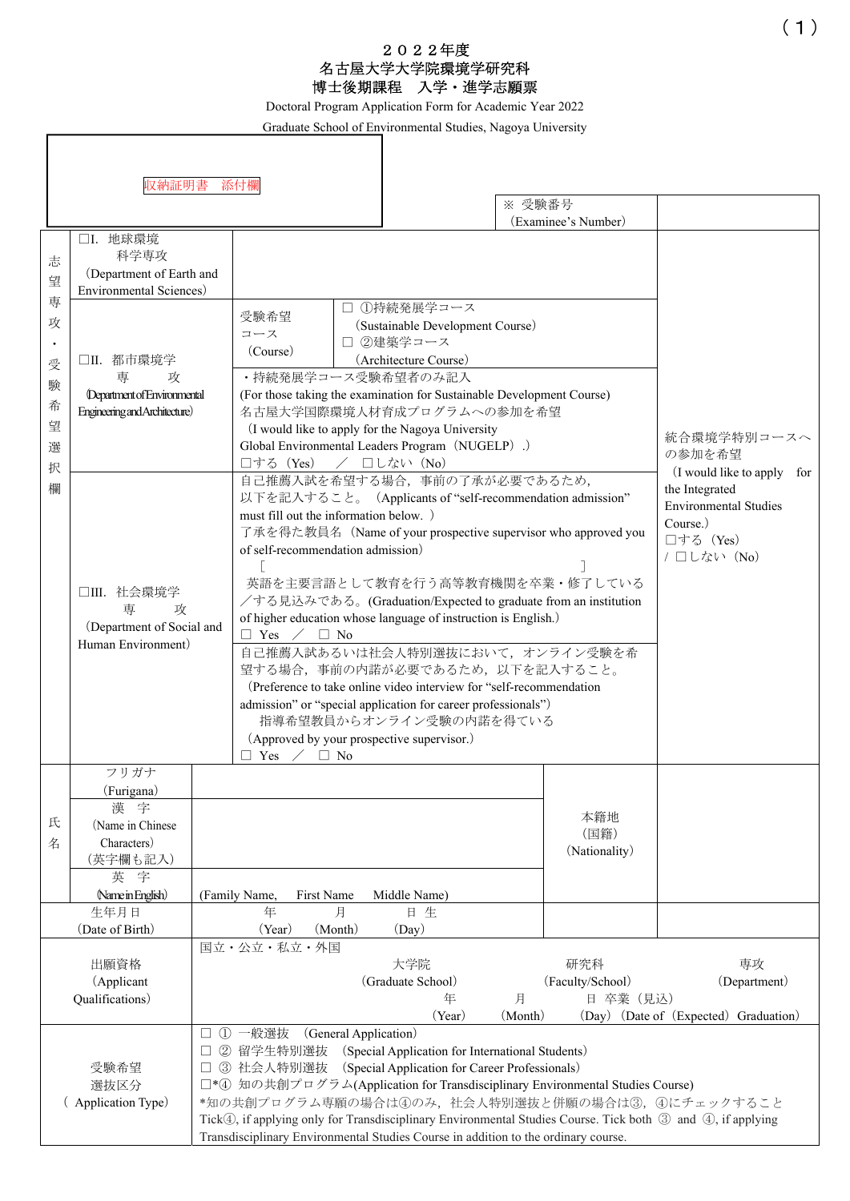（１）

# ２０２２年度
# 名古屋大学大学院環境学研究科
# 博士後期課程　入学・進学志願票

Doctoral Program Application Form for Academic Year 2022

Graduate School of Environmental Studies, Nagoya University

| 収納証明書　添付欄 | ※ 受験番号（Examinee's Number） | |
|---|---|---|

| 志望専攻・受験希望選択欄 | | | |
|---|---|---|---|
| □I. 地球環境科学専攻（Department of Earth and Environmental Sciences） | | | 統合環境学特別コースへの参加を希望（I would like to apply for the Integrated Environmental Studies Course.）□する（Yes）/ □しない（No） |
| □II. 都市環境学専攻（Department of Environmental Engineering and Architecture） | 受験希望コース（Course） | □ ①持続発展学コース（Sustainable Development Course）□ ②建築学コース（Architecture Course） | |
| | ・持続発展学コース受験希望者のみ記入（For those taking the examination for Sustainable Development Course）名古屋大学国際環境人材育成プログラムへの参加を希望（I would like to apply for the Nagoya University Global Environmental Leaders Program（NUGELP）.）□する（Yes）／ □しない（No） | | |
| □III. 社会環境学専攻（Department of Social and Human Environment） | 自己推薦入試を希望する場合，事前の了承が必要であるため，以下を記入すること。（Applicants of "self-recommendation admission" must fill out the information below. ）了承を得た教員名（Name of your prospective supervisor who approved you of self-recommendation admission）［　　　　　　　　］英語を主要言語として教育を行う高等教育機関を卒業・修了している／する見込みである。(Graduation/Expected to graduate from an institution of higher education whose language of instruction is English.）□ Yes ／ □ No | | |
| | 自己推薦入試あるいは社会人特別選抜において，オンライン受験を希望する場合，事前の内諾が必要であるため，以下を記入すること。（Preference to take online video interview for "self-recommendation admission" or "special application for career professionals"）指導希望教員からオンライン受験の内諾を得ている（Approved by your prospective supervisor.）□ Yes ／ □ No | | |

| 氏名 | | | | |
|---|---|---|---|---|
| | フリガナ（Furigana） | | 本籍地（国籍）（Nationality） | |
| | 漢字（Name in Chinese Characters）（英字欄も記入） | | | |
| | 英字（Name in English） | (Family Name,　First Name　Middle Name) | | |
| 生年月日（Date of Birth） | | 年（Year）　月（Month）　日 生（Day） | | |
| 出願資格（Applicant Qualifications） | | 国立・公立・私立・外国　大学院（Graduate School）　研究科（Faculty/School）　専攻（Department）　年（Year）　月（Month）　日 卒業（見込）（Day）（Date of（Expected）Graduation） | | |
| 受験希望選抜区分（Application Type） | | □ ① 一般選抜（General Application）<br>□ ② 留学生特別選抜（Special Application for International Students）<br>□ ③ 社会人特別選抜（Special Application for Career Professionals）<br>□*④ 知の共創プログラム(Application for Transdisciplinary Environmental Studies Course)<br>*知の共創プログラム専願の場合は④のみ，社会人特別選抜と併願の場合は③，④にチェックすること<br>Tick④, if applying only for Transdisciplinary Environmental Studies Course. Tick both ③ and ④, if applying Transdisciplinary Environmental Studies Course in addition to the ordinary course. | | |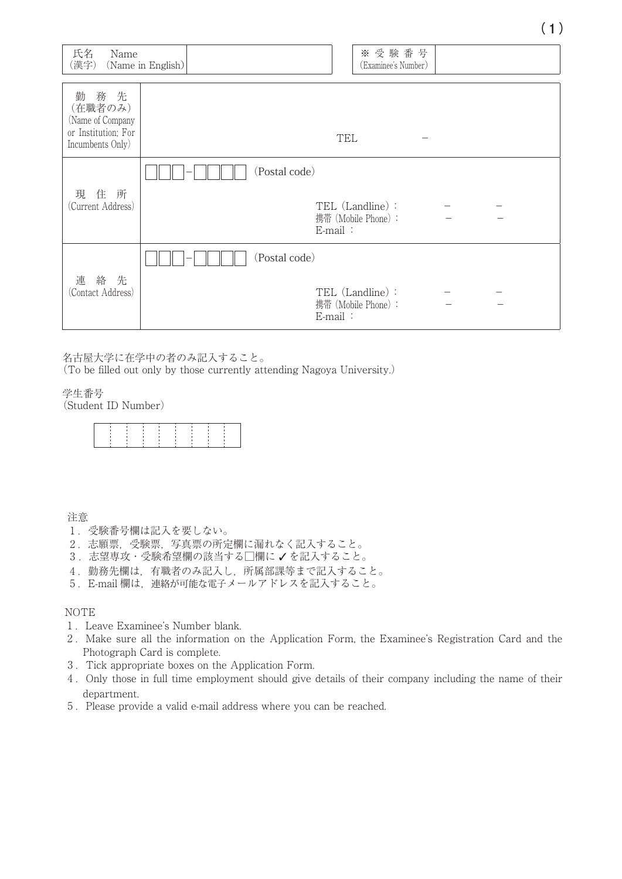| 氏名 Name（漢字）（Name in English） | | ※受験番号（Examinee's Number） | |
|---|---|---|---|

| | |
|---|---|
| 勤務先（在職者のみ）（Name of Company or Institution; For Incumbents Only） | TEL　　－ |
| 現住所（Current Address） | □□□－□□□□ （Postal code）<br>TEL（Landline）：　　－　　－<br>携帯（Mobile Phone）：　　－　　－<br>E-mail： |
| 連絡先（Contact Address） | □□□－□□□□ （Postal code）<br>TEL（Landline）：　　－　　－<br>携帯（Mobile Phone）：　　－　　－<br>E-mail： |

名古屋大学に在学中の者のみ記入すること。
（To be filled out only by those currently attending Nagoya University.）

学生番号
（Student ID Number）

| | | | | | | | | |
|---|---|---|---|---|---|---|---|---|
| | | | | | | | | |

注意

1．受験番号欄は記入を要しない。
2．志願票，受験票，写真票の所定欄に漏れなく記入すること。
3．志望専攻・受験希望欄の該当する□欄に ✓ を記入すること。
4．勤務先欄は，有職者のみ記入し，所属部課等まで記入すること。
5．E-mail 欄は，連絡が可能な電子メールアドレスを記入すること。

NOTE

1. Leave Examinee's Number blank.
2. Make sure all the information on the Application Form, the Examinee's Registration Card and the Photograph Card is complete.
3. Tick appropriate boxes on the Application Form.
4. Only those in full time employment should give details of their company including the name of their department.
5. Please provide a valid e-mail address where you can be reached.